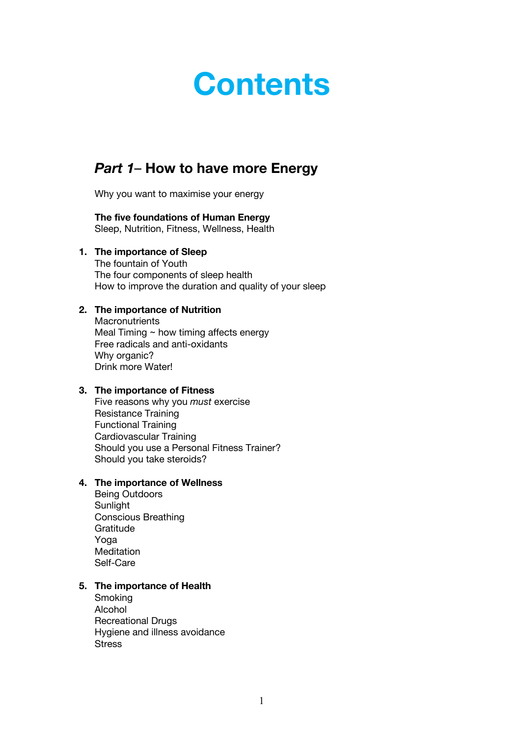# Contents

## *Part 1*– How to have more Energy

Why you want to maximise your energy

**The five foundations of Human Energy**
Sleep, Nutrition, Fitness, Wellness, Health

1. **The importance of Sleep**
   The fountain of Youth
   The four components of sleep health
   How to improve the duration and quality of your sleep

2. **The importance of Nutrition**
   Macronutrients
   Meal Timing ~ how timing affects energy
   Free radicals and anti-oxidants
   Why organic?
   Drink more Water!

3. **The importance of Fitness**
   Five reasons why you *must* exercise
   Resistance Training
   Functional Training
   Cardiovascular Training
   Should you use a Personal Fitness Trainer?
   Should you take steroids?

4. **The importance of Wellness**
   Being Outdoors
   Sunlight
   Conscious Breathing
   Gratitude
   Yoga
   Meditation
   Self-Care

5. **The importance of Health**
   Smoking
   Alcohol
   Recreational Drugs
   Hygiene and illness avoidance
   Stress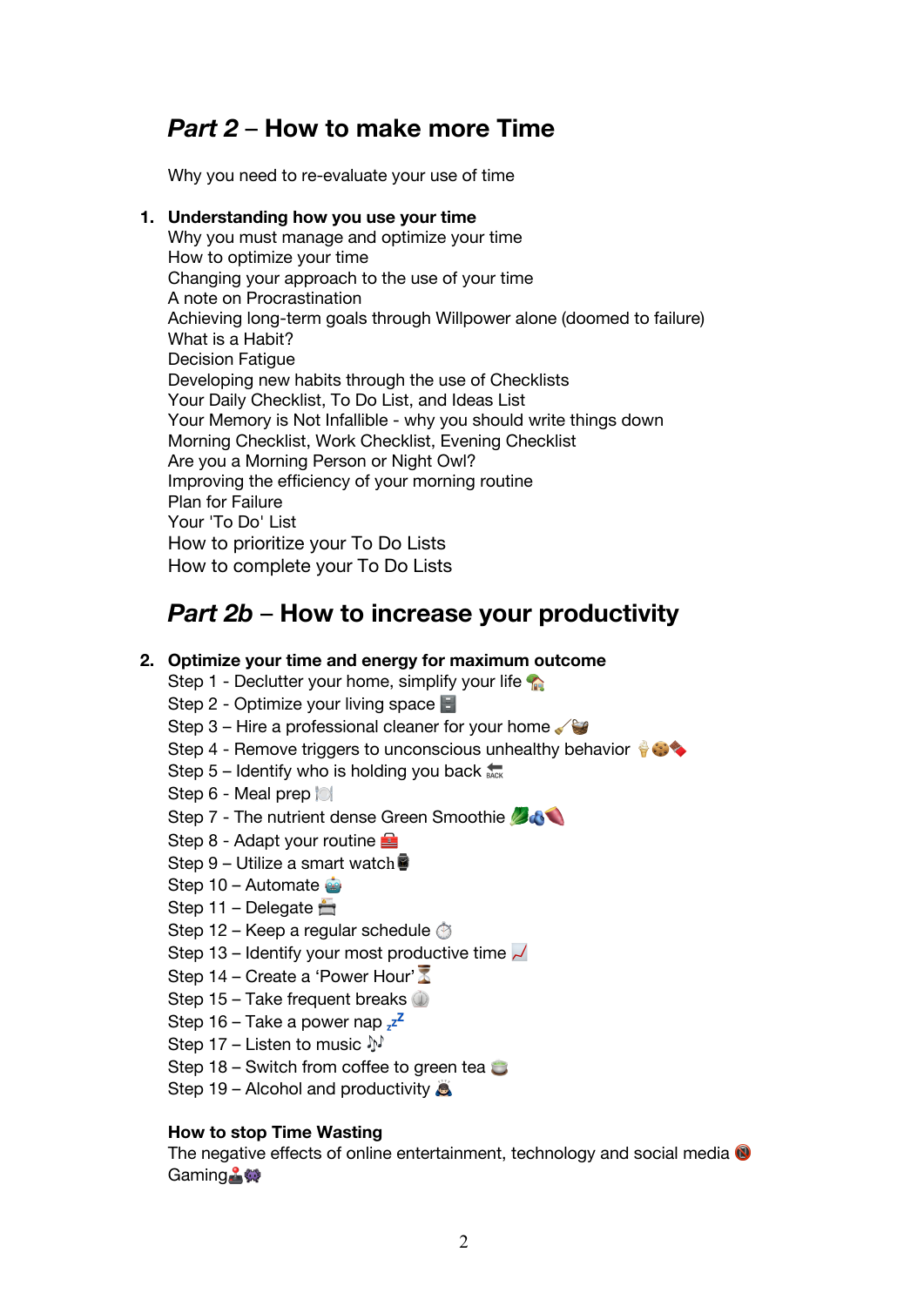## *Part 2* – How to make more Time

Why you need to re-evaluate your use of time

1. **Understanding how you use your time**
   Why you must manage and optimize your time
   How to optimize your time
   Changing your approach to the use of your time
   A note on Procrastination
   Achieving long-term goals through Willpower alone (doomed to failure)
   What is a Habit?
   Decision Fatigue
   Developing new habits through the use of Checklists
   Your Daily Checklist, To Do List, and Ideas List
   Your Memory is Not Infallible - why you should write things down
   Morning Checklist, Work Checklist, Evening Checklist
   Are you a Morning Person or Night Owl?
   Improving the efficiency of your morning routine
   Plan for Failure
   Your 'To Do' List
   How to prioritize your To Do Lists
   How to complete your To Do Lists

## *Part 2b* – How to increase your productivity

2. **Optimize your time and energy for maximum outcome**
   Step 1 - Declutter your home, simplify your life 🏚️
   Step 2 - Optimize your living space 🗄️
   Step 3 – Hire a professional cleaner for your home 🧹🧺
   Step 4 - Remove triggers to unconscious unhealthy behavior 🍦🍪🍫
   Step 5 – Identify who is holding you back 🔙
   Step 6 - Meal prep 🍽️
   Step 7 - The nutrient dense Green Smoothie 🥬🫐🍠
   Step 8 - Adapt your routine 🧰
   Step 9 – Utilize a smart watch ⌚
   Step 10 – Automate 🤖
   Step 11 – Delegate 📠
   Step 12 – Keep a regular schedule ⏱️
   Step 13 – Identify your most productive time 📈
   Step 14 – Create a 'Power Hour' ⏳
   Step 15 – Take frequent breaks ⏲️
   Step 16 – Take a power nap 💤
   Step 17 – Listen to music 🎶
   Step 18 – Switch from coffee to green tea 🍵
   Step 19 – Alcohol and productivity 🕵️

**How to stop Time Wasting**
The negative effects of online entertainment, technology and social media 📵
Gaming 🕹️👾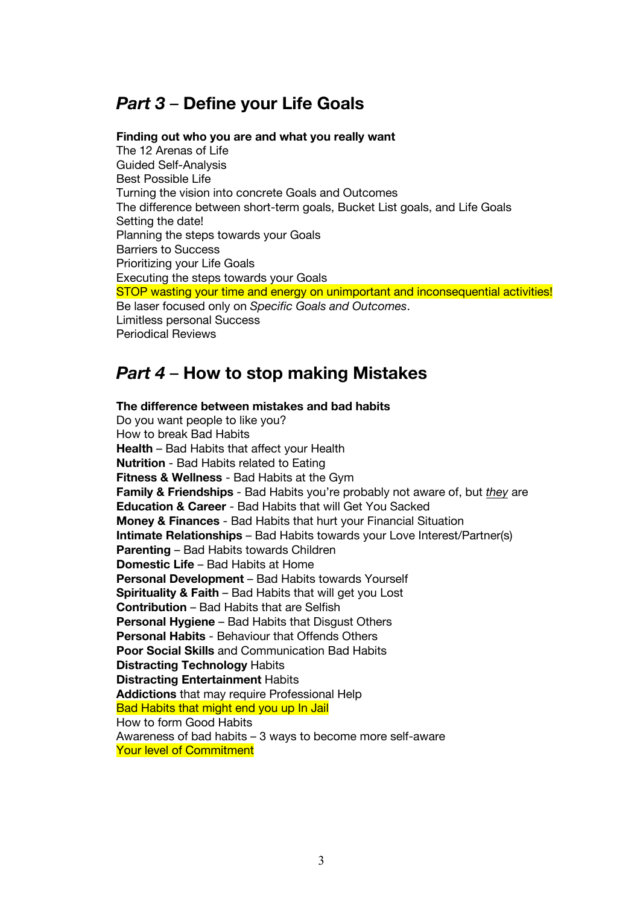## *Part 3* – Define your Life Goals

**Finding out who you are and what you really want**
The 12 Arenas of Life
Guided Self-Analysis
Best Possible Life
Turning the vision into concrete Goals and Outcomes
The difference between short-term goals, Bucket List goals, and Life Goals
Setting the date!
Planning the steps towards your Goals
Barriers to Success
Prioritizing your Life Goals
Executing the steps towards your Goals
STOP wasting your time and energy on unimportant and inconsequential activities!
Be laser focused only on *Specific Goals and Outcomes*.
Limitless personal Success
Periodical Reviews

## *Part 4* – How to stop making Mistakes

**The difference between mistakes and bad habits**
Do you want people to like you?
How to break Bad Habits
**Health** – Bad Habits that affect your Health
**Nutrition** - Bad Habits related to Eating
**Fitness & Wellness** - Bad Habits at the Gym
**Family & Friendships** - Bad Habits you're probably not aware of, but *they* are
**Education & Career** - Bad Habits that will Get You Sacked
**Money & Finances** - Bad Habits that hurt your Financial Situation
**Intimate Relationships** – Bad Habits towards your Love Interest/Partner(s)
**Parenting** – Bad Habits towards Children
**Domestic Life** – Bad Habits at Home
**Personal Development** – Bad Habits towards Yourself
**Spirituality & Faith** – Bad Habits that will get you Lost
**Contribution** – Bad Habits that are Selfish
**Personal Hygiene** – Bad Habits that Disgust Others
**Personal Habits** - Behaviour that Offends Others
**Poor Social Skills** and Communication Bad Habits
**Distracting Technology** Habits
**Distracting Entertainment** Habits
**Addictions** that may require Professional Help
Bad Habits that might end you up In Jail
How to form Good Habits
Awareness of bad habits – 3 ways to become more self-aware
Your level of Commitment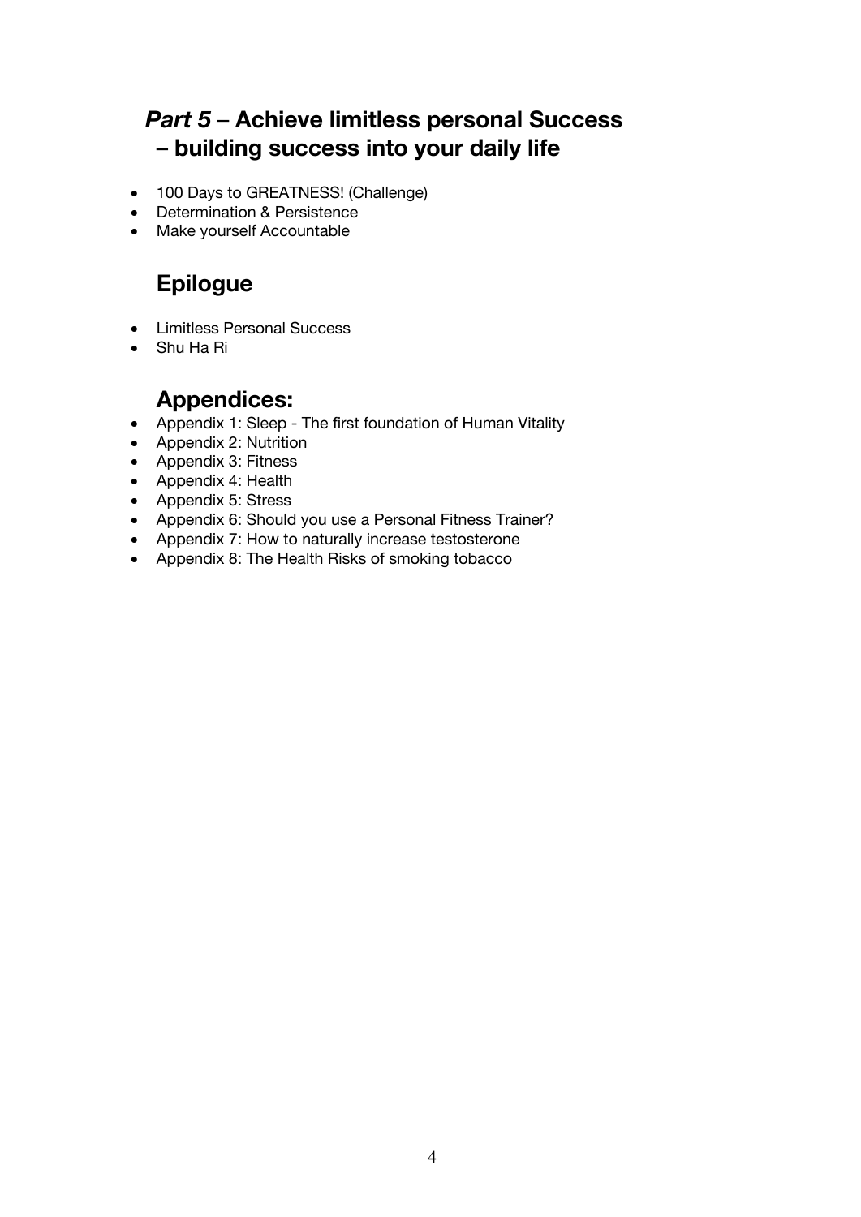## *Part 5* – Achieve limitless personal Success – building success into your daily life

- 100 Days to GREATNESS! (Challenge)
- Determination & Persistence
- Make <u>yourself</u> Accountable

## Epilogue

- Limitless Personal Success
- Shu Ha Ri

## Appendices:

- Appendix 1: Sleep - The first foundation of Human Vitality
- Appendix 2: Nutrition
- Appendix 3: Fitness
- Appendix 4: Health
- Appendix 5: Stress
- Appendix 6: Should you use a Personal Fitness Trainer?
- Appendix 7: How to naturally increase testosterone
- Appendix 8: The Health Risks of smoking tobacco